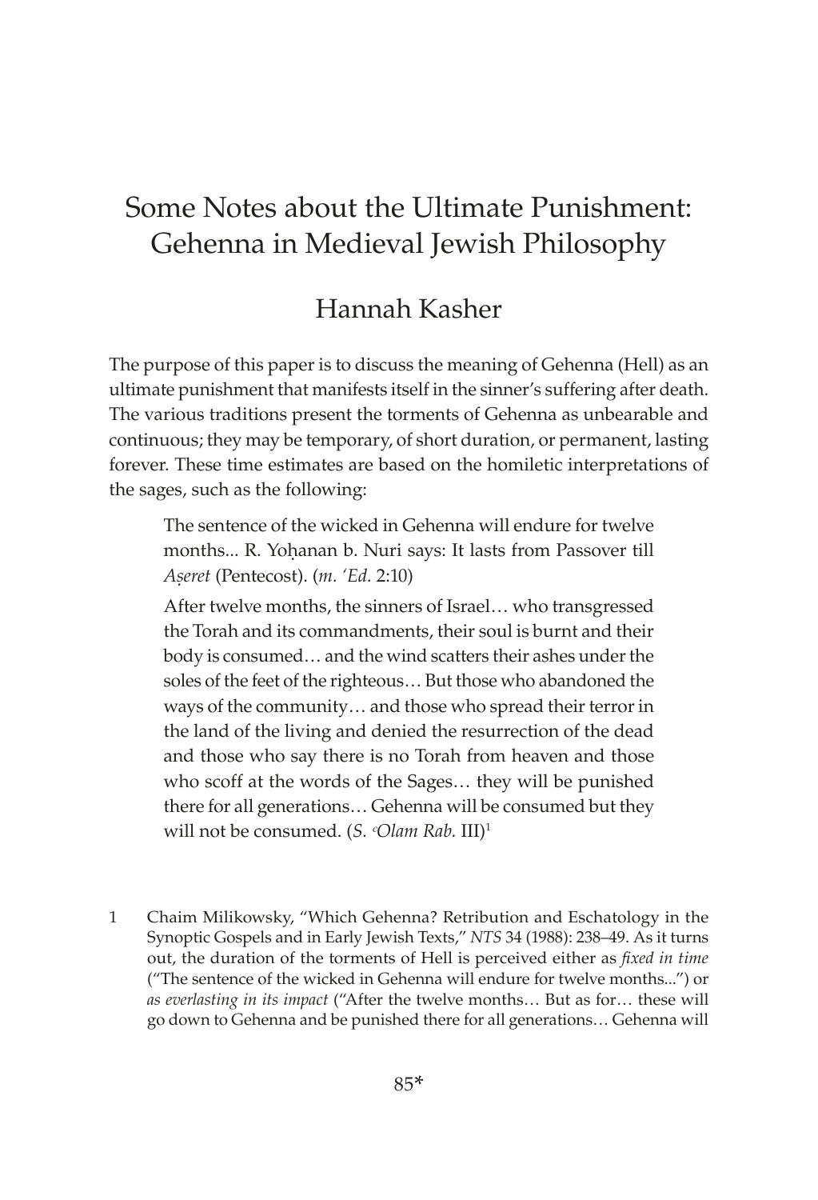# Some Notes about the Ultimate Punishment: Gehenna in Medieval Jewish Philosophy

## Hannah Kasher

The purpose of this paper is to discuss the meaning of Gehenna (Hell) as an ultimate punishment that manifests itself in the sinner's suffering after death. The various traditions present the torments of Gehenna as unbearable and continuous; they may be temporary, of short duration, or permanent, lasting forever. These time estimates are based on the homiletic interpretations of the sages, such as the following:

> The sentence of the wicked in Gehenna will endure for twelve months... R. Yoḥanan b. Nuri says: It lasts from Passover till *Aṣeret* (Pentecost). (*m. ʿEd.* 2:10)
>
> After twelve months, the sinners of Israel… who transgressed the Torah and its commandments, their soul is burnt and their body is consumed… and the wind scatters their ashes under the soles of the feet of the righteous… But those who abandoned the ways of the community… and those who spread their terror in the land of the living and denied the resurrection of the dead and those who say there is no Torah from heaven and those who scoff at the words of the Sages… they will be punished there for all generations… Gehenna will be consumed but they will not be consumed. (*S. ʿOlam Rab.* III)[1]

1 Chaim Milikowsky, "Which Gehenna? Retribution and Eschatology in the Synoptic Gospels and in Early Jewish Texts," *NTS* 34 (1988): 238–49. As it turns out, the duration of the torments of Hell is perceived either as *fixed in time* ("The sentence of the wicked in Gehenna will endure for twelve months...") or *as everlasting in its impact* ("After the twelve months… But as for… these will go down to Gehenna and be punished there for all generations… Gehenna will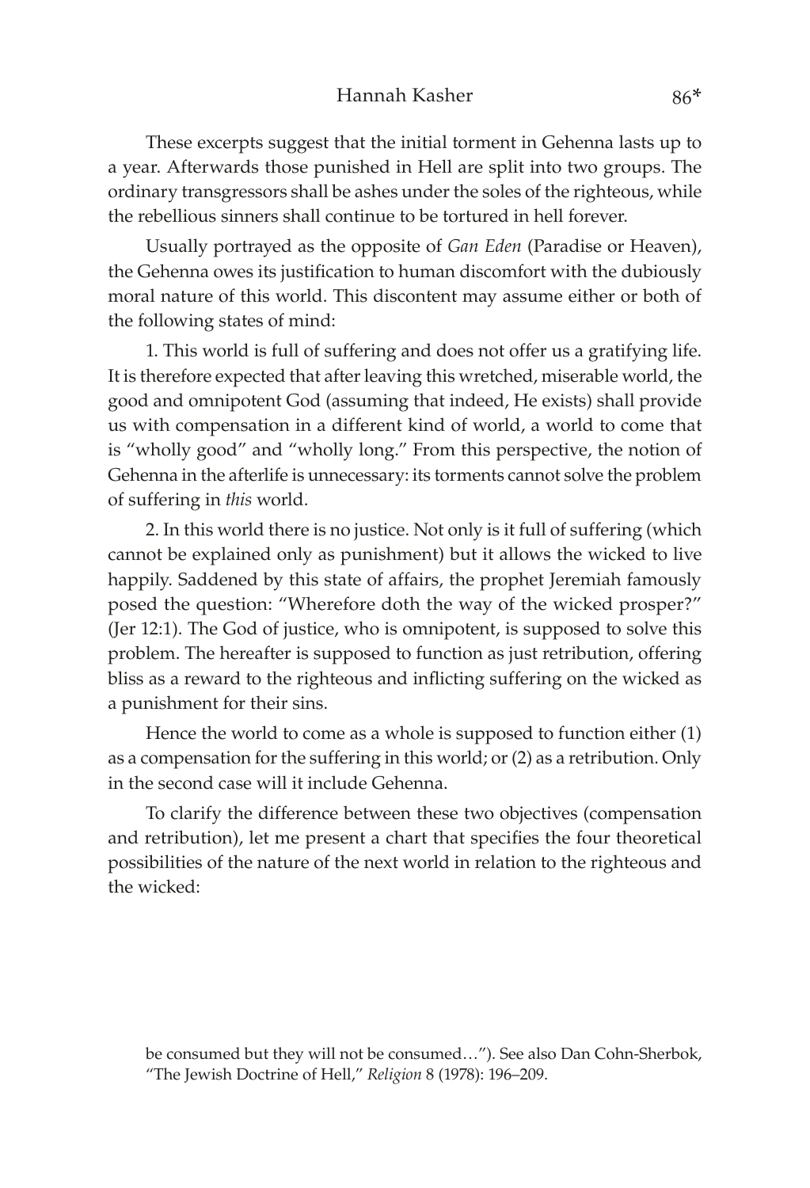These excerpts suggest that the initial torment in Gehenna lasts up to a year. Afterwards those punished in Hell are split into two groups. The ordinary transgressors shall be ashes under the soles of the righteous, while the rebellious sinners shall continue to be tortured in hell forever.

Usually portrayed as the opposite of *Gan Eden* (Paradise or Heaven), the Gehenna owes its justification to human discomfort with the dubiously moral nature of this world. This discontent may assume either or both of the following states of mind:

1. This world is full of suffering and does not offer us a gratifying life. It is therefore expected that after leaving this wretched, miserable world, the good and omnipotent God (assuming that indeed, He exists) shall provide us with compensation in a different kind of world, a world to come that is "wholly good" and "wholly long." From this perspective, the notion of Gehenna in the afterlife is unnecessary: its torments cannot solve the problem of suffering in *this* world.

2. In this world there is no justice. Not only is it full of suffering (which cannot be explained only as punishment) but it allows the wicked to live happily. Saddened by this state of affairs, the prophet Jeremiah famously posed the question: "Wherefore doth the way of the wicked prosper?" (Jer 12:1). The God of justice, who is omnipotent, is supposed to solve this problem. The hereafter is supposed to function as just retribution, offering bliss as a reward to the righteous and inflicting suffering on the wicked as a punishment for their sins.

Hence the world to come as a whole is supposed to function either (1) as a compensation for the suffering in this world; or (2) as a retribution. Only in the second case will it include Gehenna.

To clarify the difference between these two objectives (compensation and retribution), let me present a chart that specifies the four theoretical possibilities of the nature of the next world in relation to the righteous and the wicked:

be consumed but they will not be consumed…"). See also Dan Cohn-Sherbok, "The Jewish Doctrine of Hell," *Religion* 8 (1978): 196–209.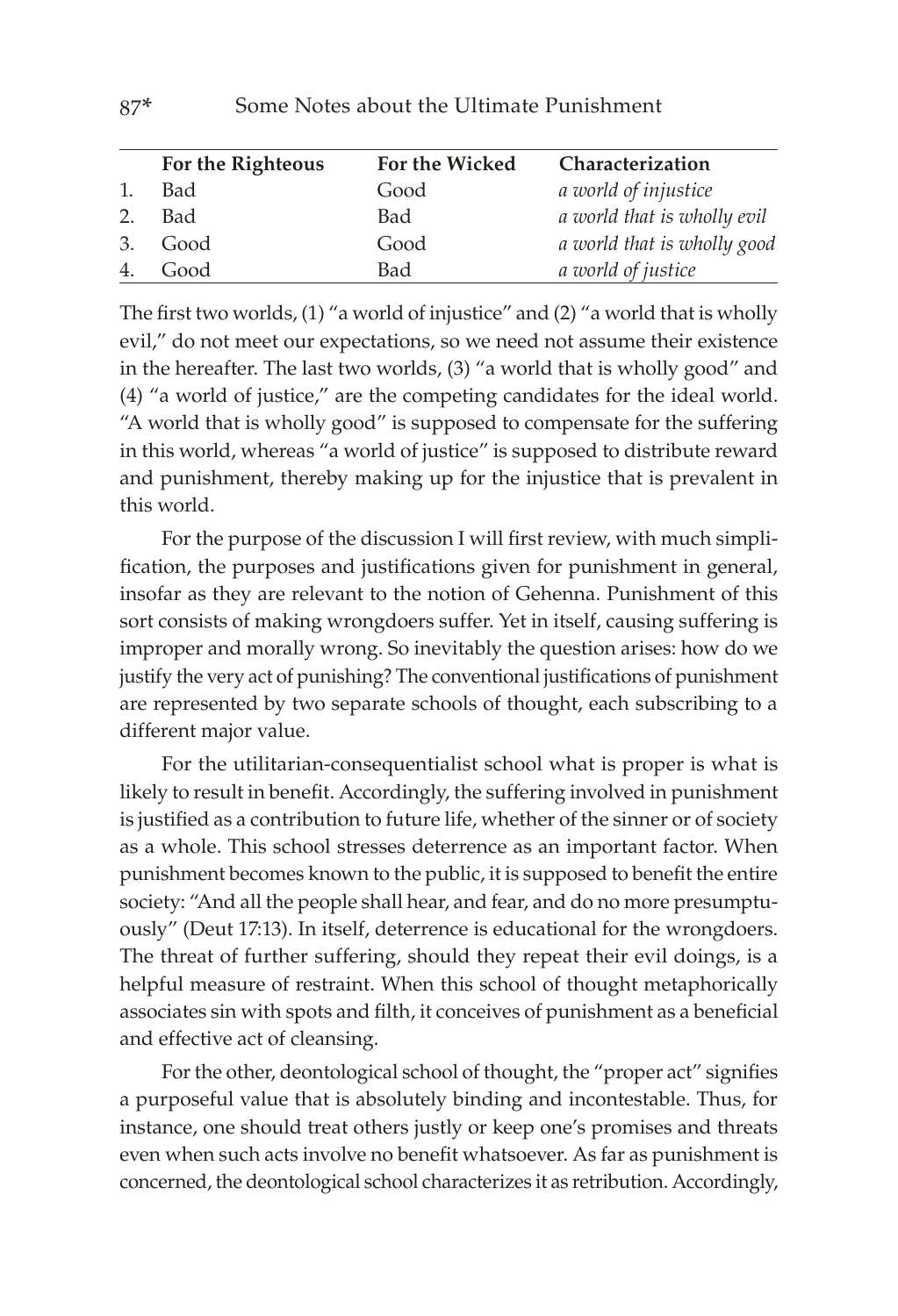| | For the Righteous | For the Wicked | Characterization |
|---|---|---|---|
| 1. | Bad | Good | *a world of injustice* |
| 2. | Bad | Bad | *a world that is wholly evil* |
| 3. | Good | Good | *a world that is wholly good* |
| 4. | Good | Bad | *a world of justice* |

The first two worlds, (1) "a world of injustice" and (2) "a world that is wholly evil," do not meet our expectations, so we need not assume their existence in the hereafter. The last two worlds, (3) "a world that is wholly good" and (4) "a world of justice," are the competing candidates for the ideal world. "A world that is wholly good" is supposed to compensate for the suffering in this world, whereas "a world of justice" is supposed to distribute reward and punishment, thereby making up for the injustice that is prevalent in this world.

For the purpose of the discussion I will first review, with much simplification, the purposes and justifications given for punishment in general, insofar as they are relevant to the notion of Gehenna. Punishment of this sort consists of making wrongdoers suffer. Yet in itself, causing suffering is improper and morally wrong. So inevitably the question arises: how do we justify the very act of punishing? The conventional justifications of punishment are represented by two separate schools of thought, each subscribing to a different major value.

For the utilitarian-consequentialist school what is proper is what is likely to result in benefit. Accordingly, the suffering involved in punishment is justified as a contribution to future life, whether of the sinner or of society as a whole. This school stresses deterrence as an important factor. When punishment becomes known to the public, it is supposed to benefit the entire society: "And all the people shall hear, and fear, and do no more presumptuously" (Deut 17:13). In itself, deterrence is educational for the wrongdoers. The threat of further suffering, should they repeat their evil doings, is a helpful measure of restraint. When this school of thought metaphorically associates sin with spots and filth, it conceives of punishment as a beneficial and effective act of cleansing.

For the other, deontological school of thought, the "proper act" signifies a purposeful value that is absolutely binding and incontestable. Thus, for instance, one should treat others justly or keep one's promises and threats even when such acts involve no benefit whatsoever. As far as punishment is concerned, the deontological school characterizes it as retribution. Accordingly,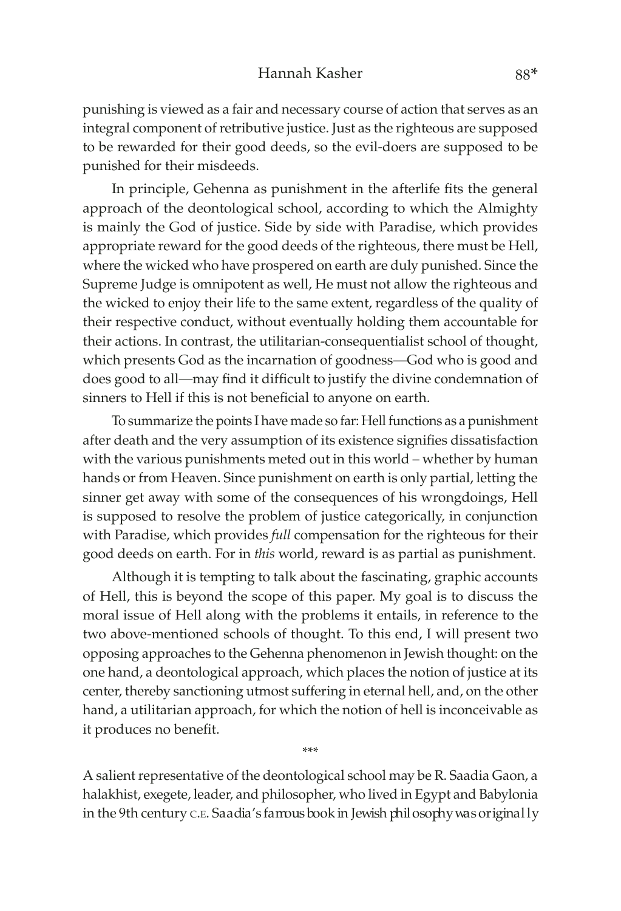punishing is viewed as a fair and necessary course of action that serves as an integral component of retributive justice. Just as the righteous are supposed to be rewarded for their good deeds, so the evil-doers are supposed to be punished for their misdeeds.

In principle, Gehenna as punishment in the afterlife fits the general approach of the deontological school, according to which the Almighty is mainly the God of justice. Side by side with Paradise, which provides appropriate reward for the good deeds of the righteous, there must be Hell, where the wicked who have prospered on earth are duly punished. Since the Supreme Judge is omnipotent as well, He must not allow the righteous and the wicked to enjoy their life to the same extent, regardless of the quality of their respective conduct, without eventually holding them accountable for their actions. In contrast, the utilitarian-consequentialist school of thought, which presents God as the incarnation of goodness—God who is good and does good to all—may find it difficult to justify the divine condemnation of sinners to Hell if this is not beneficial to anyone on earth.

To summarize the points I have made so far: Hell functions as a punishment after death and the very assumption of its existence signifies dissatisfaction with the various punishments meted out in this world – whether by human hands or from Heaven. Since punishment on earth is only partial, letting the sinner get away with some of the consequences of his wrongdoings, Hell is supposed to resolve the problem of justice categorically, in conjunction with Paradise, which provides *full* compensation for the righteous for their good deeds on earth. For in *this* world, reward is as partial as punishment.

Although it is tempting to talk about the fascinating, graphic accounts of Hell, this is beyond the scope of this paper. My goal is to discuss the moral issue of Hell along with the problems it entails, in reference to the two above-mentioned schools of thought. To this end, I will present two opposing approaches to the Gehenna phenomenon in Jewish thought: on the one hand, a deontological approach, which places the notion of justice at its center, thereby sanctioning utmost suffering in eternal hell, and, on the other hand, a utilitarian approach, for which the notion of hell is inconceivable as it produces no benefit.

\*\*\*

A salient representative of the deontological school may be R. Saadia Gaon, a halakhist, exegete, leader, and philosopher, who lived in Egypt and Babylonia in the 9th century C.E. Saadia's famous book in Jewish philosophy was originally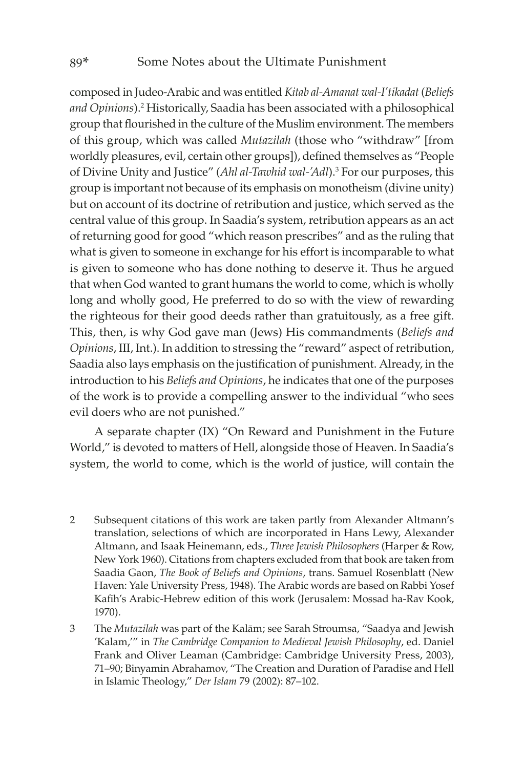composed in Judeo-Arabic and was entitled *Kitab al-Amanat wal-I'tikadat* (*Beliefs and Opinions*).[2] Historically, Saadia has been associated with a philosophical group that flourished in the culture of the Muslim environment. The members of this group, which was called *Mutazilah* (those who "withdraw" [from worldly pleasures, evil, certain other groups]), defined themselves as "People of Divine Unity and Justice" (*Ahl al-Tawhid wal-'Adl*).[3] For our purposes, this group is important not because of its emphasis on monotheism (divine unity) but on account of its doctrine of retribution and justice, which served as the central value of this group. In Saadia's system, retribution appears as an act of returning good for good "which reason prescribes" and as the ruling that what is given to someone in exchange for his effort is incomparable to what is given to someone who has done nothing to deserve it. Thus he argued that when God wanted to grant humans the world to come, which is wholly long and wholly good, He preferred to do so with the view of rewarding the righteous for their good deeds rather than gratuitously, as a free gift. This, then, is why God gave man (Jews) His commandments (*Beliefs and Opinions*, III, Int.). In addition to stressing the "reward" aspect of retribution, Saadia also lays emphasis on the justification of punishment. Already, in the introduction to his *Beliefs and Opinions*, he indicates that one of the purposes of the work is to provide a compelling answer to the individual "who sees evil doers who are not punished."

A separate chapter (IX) "On Reward and Punishment in the Future World," is devoted to matters of Hell, alongside those of Heaven. In Saadia's system, the world to come, which is the world of justice, will contain the

2 Subsequent citations of this work are taken partly from Alexander Altmann's translation, selections of which are incorporated in Hans Lewy, Alexander Altmann, and Isaak Heinemann, eds., *Three Jewish Philosophers* (Harper & Row, New York 1960). Citations from chapters excluded from that book are taken from Saadia Gaon, *The Book of Beliefs and Opinions*, trans. Samuel Rosenblatt (New Haven: Yale University Press, 1948). The Arabic words are based on Rabbi Yosef Kafih's Arabic-Hebrew edition of this work (Jerusalem: Mossad ha-Rav Kook, 1970).

3 The *Mutazilah* was part of the Kalām; see Sarah Stroumsa, "Saadya and Jewish 'Kalam,'" in *The Cambridge Companion to Medieval Jewish Philosophy*, ed. Daniel Frank and Oliver Leaman (Cambridge: Cambridge University Press, 2003), 71–90; Binyamin Abrahamov, "The Creation and Duration of Paradise and Hell in Islamic Theology," *Der Islam* 79 (2002): 87–102.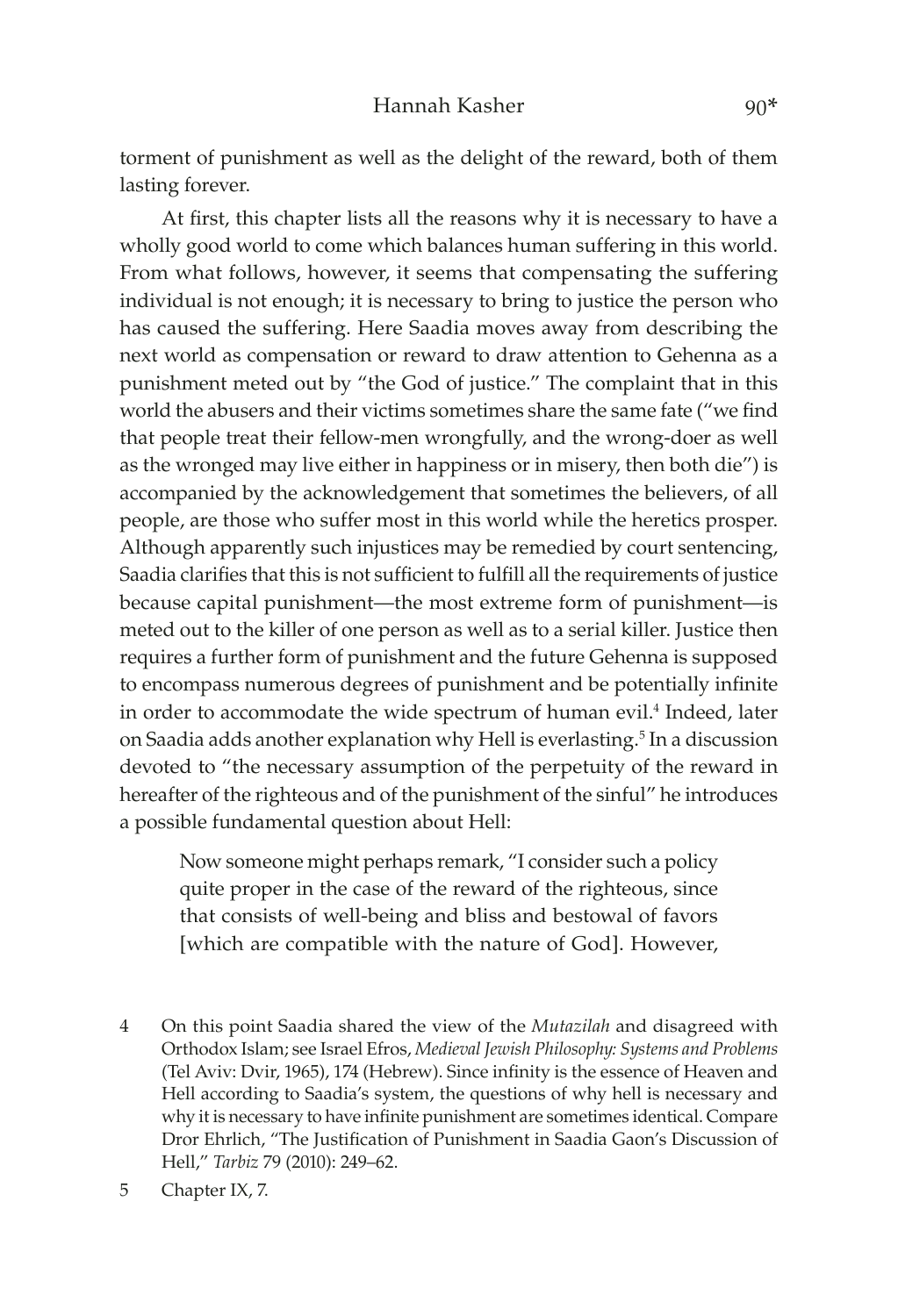torment of punishment as well as the delight of the reward, both of them lasting forever.

At first, this chapter lists all the reasons why it is necessary to have a wholly good world to come which balances human suffering in this world. From what follows, however, it seems that compensating the suffering individual is not enough; it is necessary to bring to justice the person who has caused the suffering. Here Saadia moves away from describing the next world as compensation or reward to draw attention to Gehenna as a punishment meted out by "the God of justice." The complaint that in this world the abusers and their victims sometimes share the same fate ("we find that people treat their fellow-men wrongfully, and the wrong-doer as well as the wronged may live either in happiness or in misery, then both die") is accompanied by the acknowledgement that sometimes the believers, of all people, are those who suffer most in this world while the heretics prosper. Although apparently such injustices may be remedied by court sentencing, Saadia clarifies that this is not sufficient to fulfill all the requirements of justice because capital punishment—the most extreme form of punishment—is meted out to the killer of one person as well as to a serial killer. Justice then requires a further form of punishment and the future Gehenna is supposed to encompass numerous degrees of punishment and be potentially infinite in order to accommodate the wide spectrum of human evil.[4] Indeed, later on Saadia adds another explanation why Hell is everlasting.[5] In a discussion devoted to "the necessary assumption of the perpetuity of the reward in hereafter of the righteous and of the punishment of the sinful" he introduces a possible fundamental question about Hell:

> Now someone might perhaps remark, "I consider such a policy quite proper in the case of the reward of the righteous, since that consists of well-being and bliss and bestowal of favors [which are compatible with the nature of God]. However,

4 On this point Saadia shared the view of the *Mutazilah* and disagreed with Orthodox Islam; see Israel Efros, *Medieval Jewish Philosophy: Systems and Problems* (Tel Aviv: Dvir, 1965), 174 (Hebrew). Since infinity is the essence of Heaven and Hell according to Saadia's system, the questions of why hell is necessary and why it is necessary to have infinite punishment are sometimes identical. Compare Dror Ehrlich, "The Justification of Punishment in Saadia Gaon's Discussion of Hell," *Tarbiz* 79 (2010): 249–62.

5 Chapter IX, 7.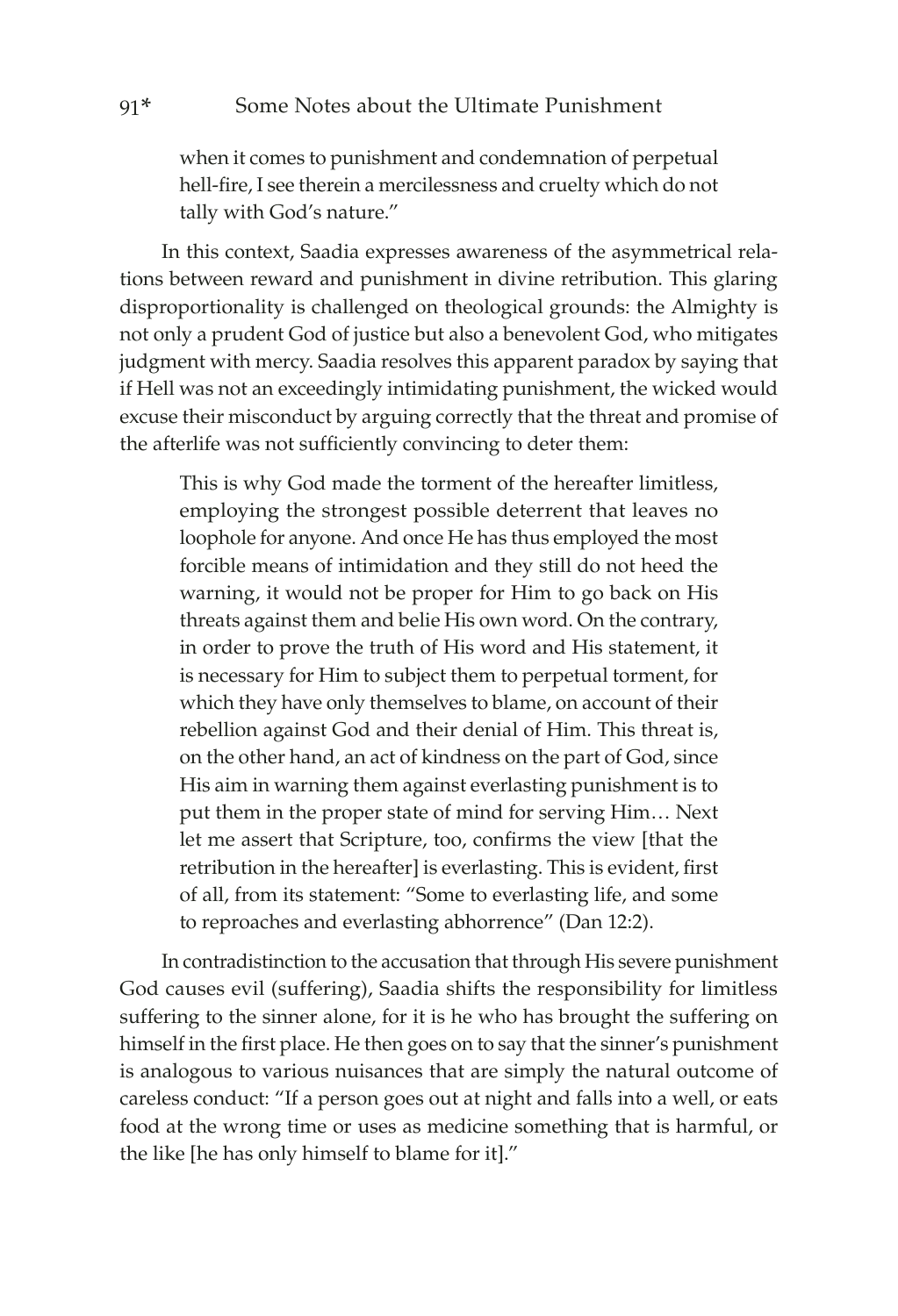> when it comes to punishment and condemnation of perpetual hell-fire, I see therein a mercilessness and cruelty which do not tally with God's nature."

In this context, Saadia expresses awareness of the asymmetrical relations between reward and punishment in divine retribution. This glaring disproportionality is challenged on theological grounds: the Almighty is not only a prudent God of justice but also a benevolent God, who mitigates judgment with mercy. Saadia resolves this apparent paradox by saying that if Hell was not an exceedingly intimidating punishment, the wicked would excuse their misconduct by arguing correctly that the threat and promise of the afterlife was not sufficiently convincing to deter them:

> This is why God made the torment of the hereafter limitless, employing the strongest possible deterrent that leaves no loophole for anyone. And once He has thus employed the most forcible means of intimidation and they still do not heed the warning, it would not be proper for Him to go back on His threats against them and belie His own word. On the contrary, in order to prove the truth of His word and His statement, it is necessary for Him to subject them to perpetual torment, for which they have only themselves to blame, on account of their rebellion against God and their denial of Him. This threat is, on the other hand, an act of kindness on the part of God, since His aim in warning them against everlasting punishment is to put them in the proper state of mind for serving Him… Next let me assert that Scripture, too, confirms the view [that the retribution in the hereafter] is everlasting. This is evident, first of all, from its statement: "Some to everlasting life, and some to reproaches and everlasting abhorrence" (Dan 12:2).

In contradistinction to the accusation that through His severe punishment God causes evil (suffering), Saadia shifts the responsibility for limitless suffering to the sinner alone, for it is he who has brought the suffering on himself in the first place. He then goes on to say that the sinner's punishment is analogous to various nuisances that are simply the natural outcome of careless conduct: "If a person goes out at night and falls into a well, or eats food at the wrong time or uses as medicine something that is harmful, or the like [he has only himself to blame for it]."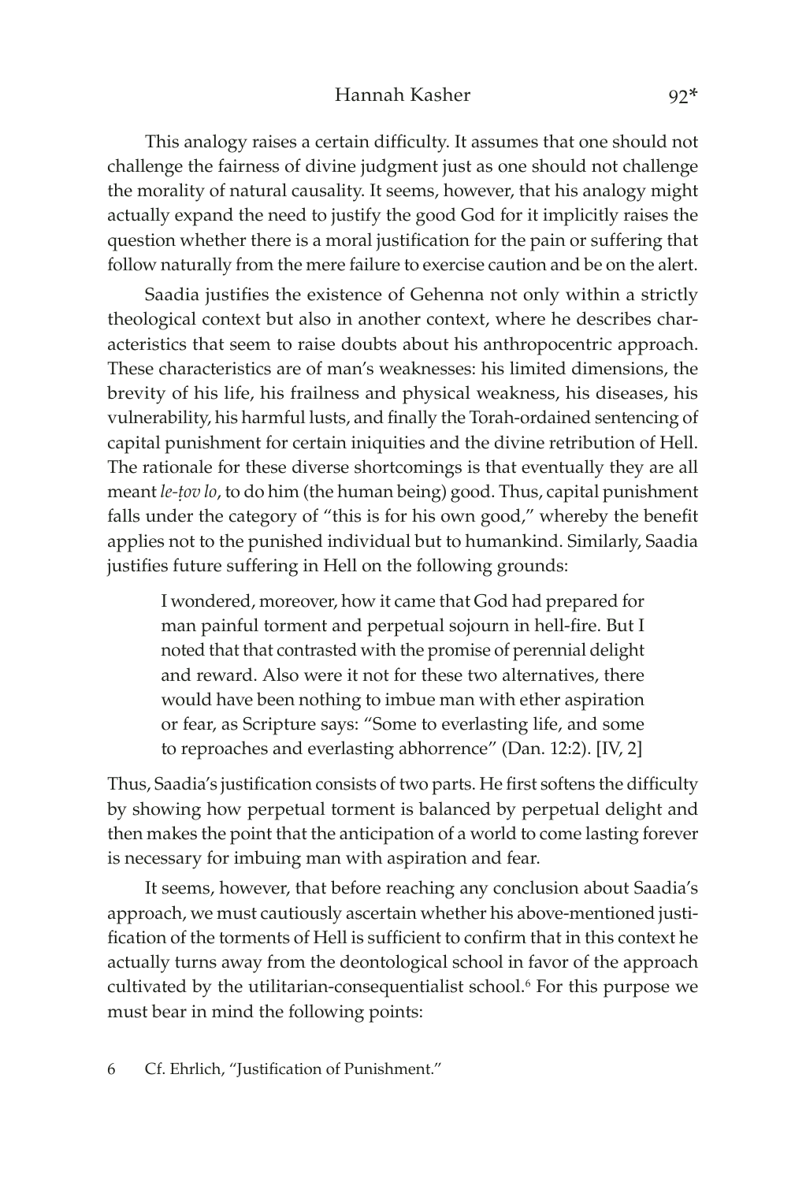This analogy raises a certain difficulty. It assumes that one should not challenge the fairness of divine judgment just as one should not challenge the morality of natural causality. It seems, however, that his analogy might actually expand the need to justify the good God for it implicitly raises the question whether there is a moral justification for the pain or suffering that follow naturally from the mere failure to exercise caution and be on the alert.

Saadia justifies the existence of Gehenna not only within a strictly theological context but also in another context, where he describes characteristics that seem to raise doubts about his anthropocentric approach. These characteristics are of man's weaknesses: his limited dimensions, the brevity of his life, his frailness and physical weakness, his diseases, his vulnerability, his harmful lusts, and finally the Torah-ordained sentencing of capital punishment for certain iniquities and the divine retribution of Hell. The rationale for these diverse shortcomings is that eventually they are all meant *le-ṭov lo*, to do him (the human being) good. Thus, capital punishment falls under the category of "this is for his own good," whereby the benefit applies not to the punished individual but to humankind. Similarly, Saadia justifies future suffering in Hell on the following grounds:

> I wondered, moreover, how it came that God had prepared for man painful torment and perpetual sojourn in hell-fire. But I noted that that contrasted with the promise of perennial delight and reward. Also were it not for these two alternatives, there would have been nothing to imbue man with ether aspiration or fear, as Scripture says: "Some to everlasting life, and some to reproaches and everlasting abhorrence" (Dan. 12:2). [IV, 2]

Thus, Saadia's justification consists of two parts. He first softens the difficulty by showing how perpetual torment is balanced by perpetual delight and then makes the point that the anticipation of a world to come lasting forever is necessary for imbuing man with aspiration and fear.

It seems, however, that before reaching any conclusion about Saadia's approach, we must cautiously ascertain whether his above-mentioned justification of the torments of Hell is sufficient to confirm that in this context he actually turns away from the deontological school in favor of the approach cultivated by the utilitarian-consequentialist school.[6] For this purpose we must bear in mind the following points:

6 Cf. Ehrlich, "Justification of Punishment."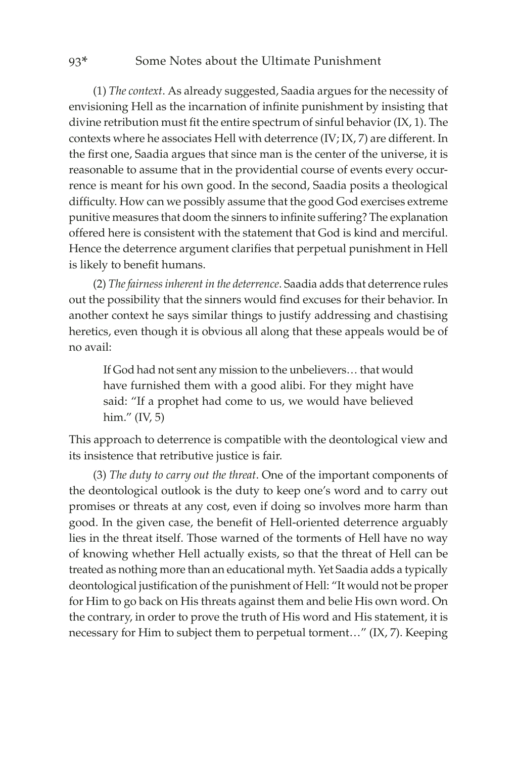(1) *The context*. As already suggested, Saadia argues for the necessity of envisioning Hell as the incarnation of infinite punishment by insisting that divine retribution must fit the entire spectrum of sinful behavior (IX, 1). The contexts where he associates Hell with deterrence (IV; IX, 7) are different. In the first one, Saadia argues that since man is the center of the universe, it is reasonable to assume that in the providential course of events every occurrence is meant for his own good. In the second, Saadia posits a theological difficulty. How can we possibly assume that the good God exercises extreme punitive measures that doom the sinners to infinite suffering? The explanation offered here is consistent with the statement that God is kind and merciful. Hence the deterrence argument clarifies that perpetual punishment in Hell is likely to benefit humans.

(2) *The fairness inherent in the deterrence*. Saadia adds that deterrence rules out the possibility that the sinners would find excuses for their behavior. In another context he says similar things to justify addressing and chastising heretics, even though it is obvious all along that these appeals would be of no avail:

> If God had not sent any mission to the unbelievers… that would have furnished them with a good alibi. For they might have said: "If a prophet had come to us, we would have believed him." (IV, 5)

This approach to deterrence is compatible with the deontological view and its insistence that retributive justice is fair.

(3) *The duty to carry out the threat*. One of the important components of the deontological outlook is the duty to keep one's word and to carry out promises or threats at any cost, even if doing so involves more harm than good. In the given case, the benefit of Hell-oriented deterrence arguably lies in the threat itself. Those warned of the torments of Hell have no way of knowing whether Hell actually exists, so that the threat of Hell can be treated as nothing more than an educational myth. Yet Saadia adds a typically deontological justification of the punishment of Hell: "It would not be proper for Him to go back on His threats against them and belie His own word. On the contrary, in order to prove the truth of His word and His statement, it is necessary for Him to subject them to perpetual torment…" (IX, 7). Keeping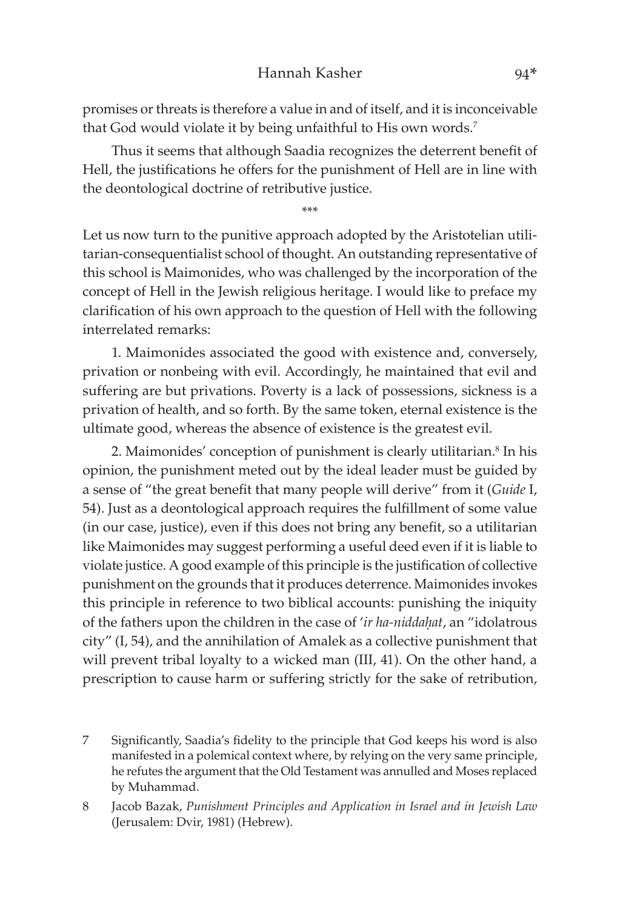promises or threats is therefore a value in and of itself, and it is inconceivable that God would violate it by being unfaithful to His own words.[7]

Thus it seems that although Saadia recognizes the deterrent benefit of Hell, the justifications he offers for the punishment of Hell are in line with the deontological doctrine of retributive justice.

\*\*\*

Let us now turn to the punitive approach adopted by the Aristotelian utilitarian-consequentialist school of thought. An outstanding representative of this school is Maimonides, who was challenged by the incorporation of the concept of Hell in the Jewish religious heritage. I would like to preface my clarification of his own approach to the question of Hell with the following interrelated remarks:

1. Maimonides associated the good with existence and, conversely, privation or nonbeing with evil. Accordingly, he maintained that evil and suffering are but privations. Poverty is a lack of possessions, sickness is a privation of health, and so forth. By the same token, eternal existence is the ultimate good, whereas the absence of existence is the greatest evil.

2. Maimonides' conception of punishment is clearly utilitarian.[8] In his opinion, the punishment meted out by the ideal leader must be guided by a sense of "the great benefit that many people will derive" from it (*Guide* I, 54). Just as a deontological approach requires the fulfillment of some value (in our case, justice), even if this does not bring any benefit, so a utilitarian like Maimonides may suggest performing a useful deed even if it is liable to violate justice. A good example of this principle is the justification of collective punishment on the grounds that it produces deterrence. Maimonides invokes this principle in reference to two biblical accounts: punishing the iniquity of the fathers upon the children in the case of '*ir ha-niddaḥat*, an "idolatrous city" (I, 54), and the annihilation of Amalek as a collective punishment that will prevent tribal loyalty to a wicked man (III, 41). On the other hand, a prescription to cause harm or suffering strictly for the sake of retribution,

7 Significantly, Saadia's fidelity to the principle that God keeps his word is also manifested in a polemical context where, by relying on the very same principle, he refutes the argument that the Old Testament was annulled and Moses replaced by Muhammad.

8 Jacob Bazak, *Punishment Principles and Application in Israel and in Jewish Law* (Jerusalem: Dvir, 1981) (Hebrew).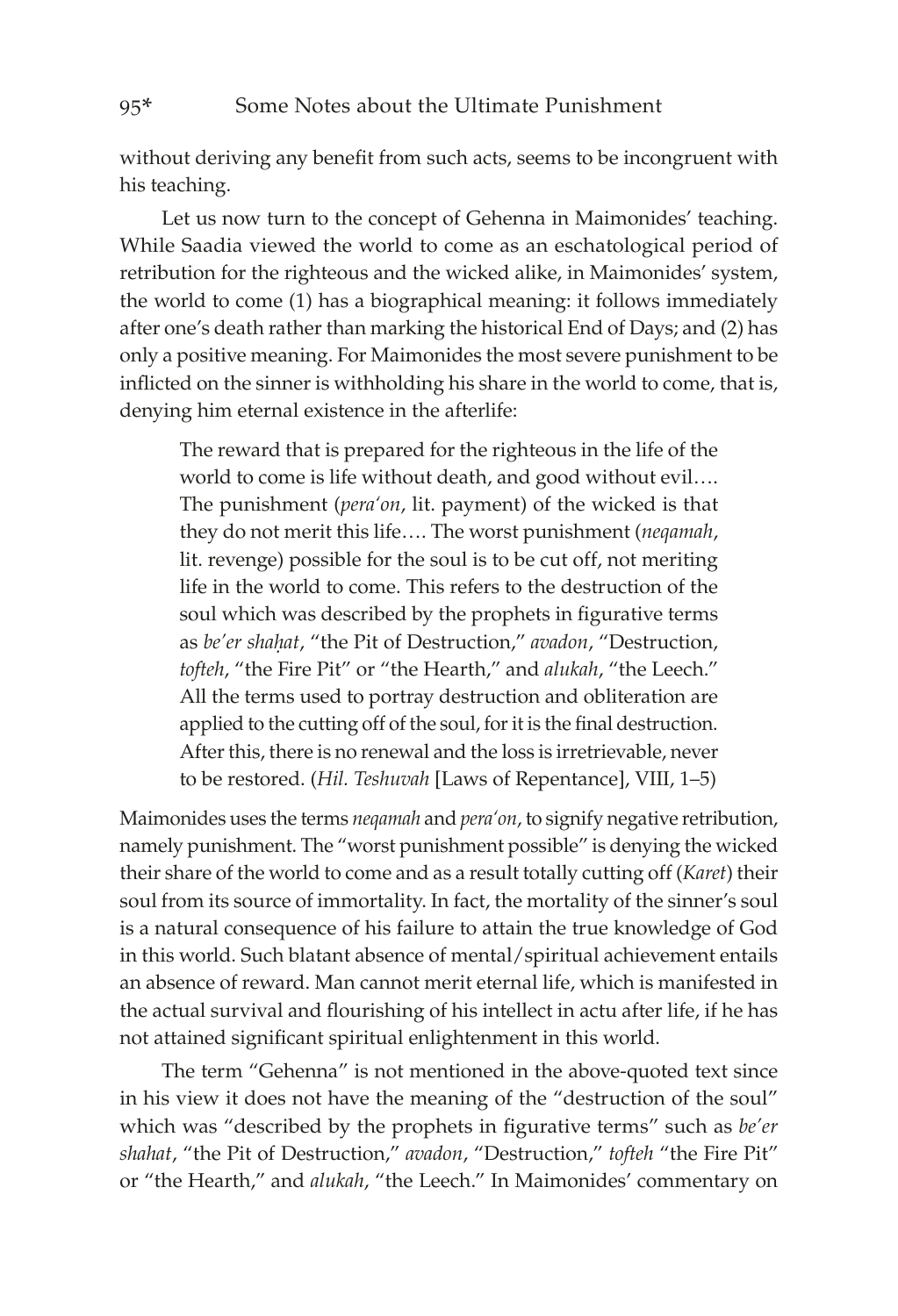without deriving any benefit from such acts, seems to be incongruent with his teaching.

Let us now turn to the concept of Gehenna in Maimonides' teaching. While Saadia viewed the world to come as an eschatological period of retribution for the righteous and the wicked alike, in Maimonides' system, the world to come (1) has a biographical meaning: it follows immediately after one's death rather than marking the historical End of Days; and (2) has only a positive meaning. For Maimonides the most severe punishment to be inflicted on the sinner is withholding his share in the world to come, that is, denying him eternal existence in the afterlife:

> The reward that is prepared for the righteous in the life of the world to come is life without death, and good without evil…. The punishment (*pera'on*, lit. payment) of the wicked is that they do not merit this life…. The worst punishment (*neqamah*, lit. revenge) possible for the soul is to be cut off, not meriting life in the world to come. This refers to the destruction of the soul which was described by the prophets in figurative terms as *be'er shaḥat*, "the Pit of Destruction," *avadon*, "Destruction, *tofteh*, "the Fire Pit" or "the Hearth," and *alukah*, "the Leech." All the terms used to portray destruction and obliteration are applied to the cutting off of the soul, for it is the final destruction. After this, there is no renewal and the loss is irretrievable, never to be restored. (*Hil. Teshuvah* [Laws of Repentance], VIII, 1–5)

Maimonides uses the terms *neqamah* and *pera'on*, to signify negative retribution, namely punishment. The "worst punishment possible" is denying the wicked their share of the world to come and as a result totally cutting off (*Karet*) their soul from its source of immortality. In fact, the mortality of the sinner's soul is a natural consequence of his failure to attain the true knowledge of God in this world. Such blatant absence of mental/spiritual achievement entails an absence of reward. Man cannot merit eternal life, which is manifested in the actual survival and flourishing of his intellect in actu after life, if he has not attained significant spiritual enlightenment in this world.

The term "Gehenna" is not mentioned in the above-quoted text since in his view it does not have the meaning of the "destruction of the soul" which was "described by the prophets in figurative terms" such as *be'er shahat*, "the Pit of Destruction," *avadon*, "Destruction," *tofteh* "the Fire Pit" or "the Hearth," and *alukah*, "the Leech." In Maimonides' commentary on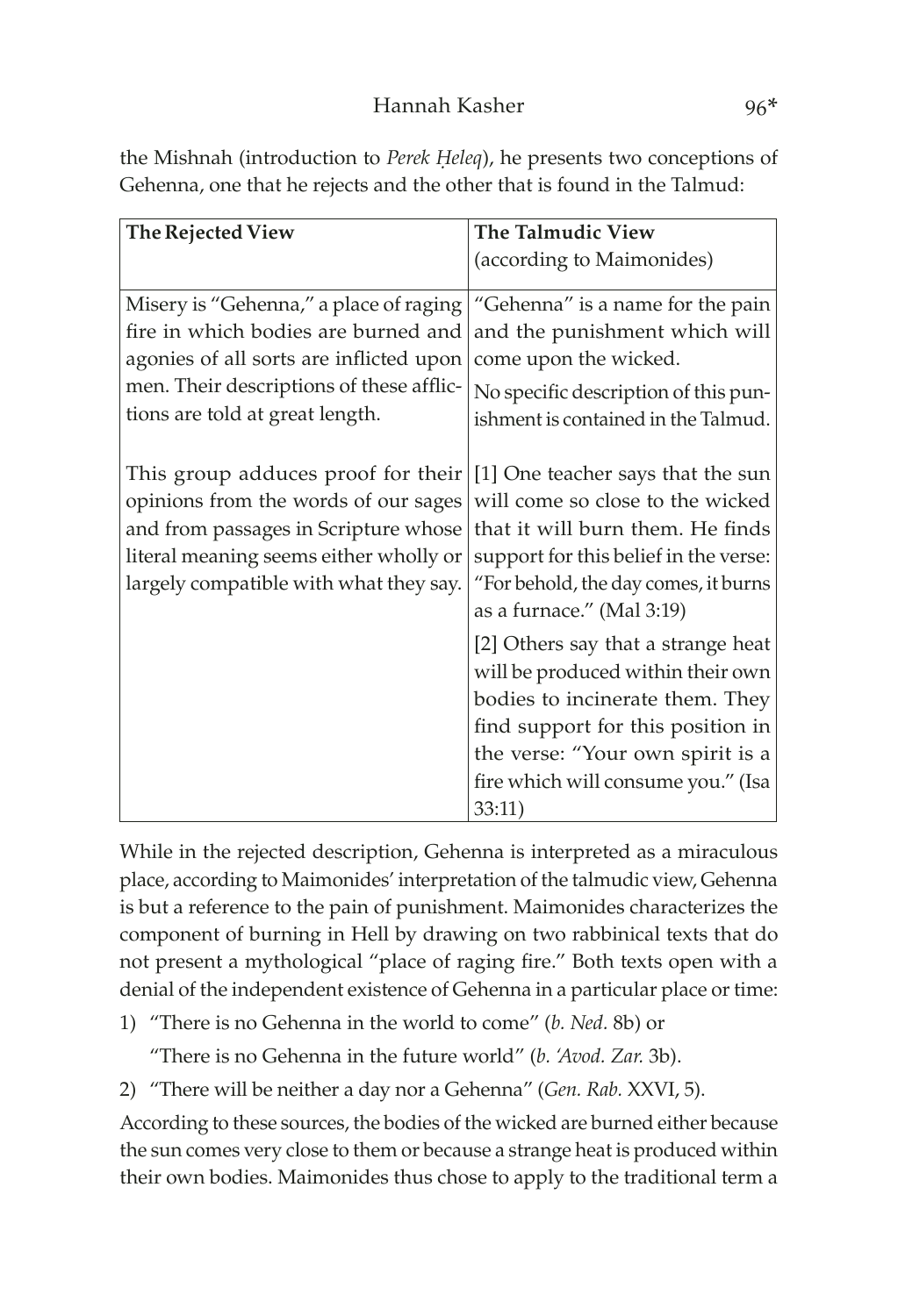the Mishnah (introduction to *Perek Ḥeleq*), he presents two conceptions of Gehenna, one that he rejects and the other that is found in the Talmud:

| **The Rejected View** | **The Talmudic View** (according to Maimonides) |
|---|---|
| Misery is "Gehenna," a place of raging fire in which bodies are burned and agonies of all sorts are inflicted upon men. Their descriptions of these afflictions are told at great length. | "Gehenna" is a name for the pain and the punishment which will come upon the wicked. No specific description of this punishment is contained in the Talmud. |
| This group adduces proof for their opinions from the words of our sages and from passages in Scripture whose literal meaning seems either wholly or largely compatible with what they say. | [1] One teacher says that the sun will come so close to the wicked that it will burn them. He finds support for this belief in the verse: "For behold, the day comes, it burns as a furnace." (Mal 3:19) [2] Others say that a strange heat will be produced within their own bodies to incinerate them. They find support for this position in the verse: "Your own spirit is a fire which will consume you." (Isa 33:11) |

While in the rejected description, Gehenna is interpreted as a miraculous place, according to Maimonides' interpretation of the talmudic view, Gehenna is but a reference to the pain of punishment. Maimonides characterizes the component of burning in Hell by drawing on two rabbinical texts that do not present a mythological "place of raging fire." Both texts open with a denial of the independent existence of Gehenna in a particular place or time:

1) "There is no Gehenna in the world to come" (*b. Ned.* 8b) or

   "There is no Gehenna in the future world" (*b. 'Avod. Zar.* 3b).

2) "There will be neither a day nor a Gehenna" (*Gen. Rab.* XXVI, 5).

According to these sources, the bodies of the wicked are burned either because the sun comes very close to them or because a strange heat is produced within their own bodies. Maimonides thus chose to apply to the traditional term a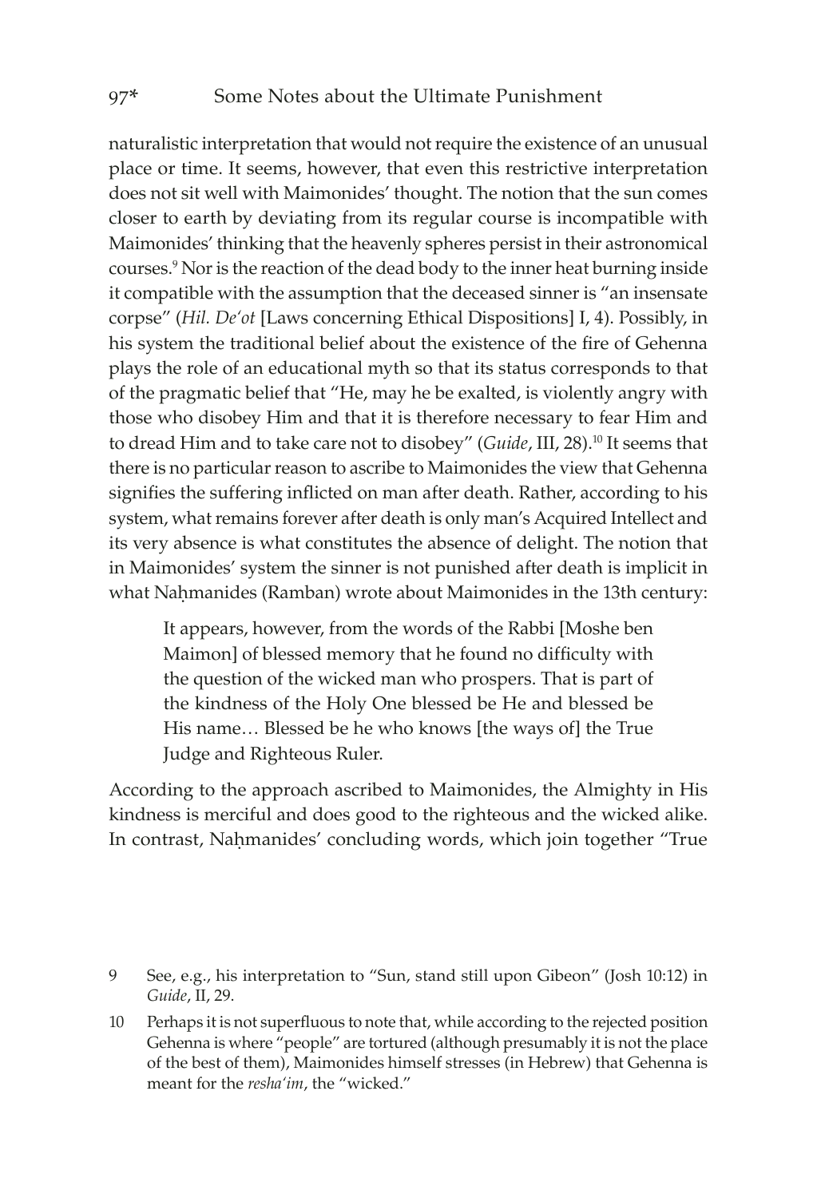naturalistic interpretation that would not require the existence of an unusual place or time. It seems, however, that even this restrictive interpretation does not sit well with Maimonides' thought. The notion that the sun comes closer to earth by deviating from its regular course is incompatible with Maimonides' thinking that the heavenly spheres persist in their astronomical courses.[9] Nor is the reaction of the dead body to the inner heat burning inside it compatible with the assumption that the deceased sinner is "an insensate corpse" (*Hil. De'ot* [Laws concerning Ethical Dispositions] I, 4). Possibly, in his system the traditional belief about the existence of the fire of Gehenna plays the role of an educational myth so that its status corresponds to that of the pragmatic belief that "He, may he be exalted, is violently angry with those who disobey Him and that it is therefore necessary to fear Him and to dread Him and to take care not to disobey" (*Guide*, III, 28).[10] It seems that there is no particular reason to ascribe to Maimonides the view that Gehenna signifies the suffering inflicted on man after death. Rather, according to his system, what remains forever after death is only man's Acquired Intellect and its very absence is what constitutes the absence of delight. The notion that in Maimonides' system the sinner is not punished after death is implicit in what Naḥmanides (Ramban) wrote about Maimonides in the 13th century:

> It appears, however, from the words of the Rabbi [Moshe ben Maimon] of blessed memory that he found no difficulty with the question of the wicked man who prospers. That is part of the kindness of the Holy One blessed be He and blessed be His name… Blessed be he who knows [the ways of] the True Judge and Righteous Ruler.

According to the approach ascribed to Maimonides, the Almighty in His kindness is merciful and does good to the righteous and the wicked alike. In contrast, Naḥmanides' concluding words, which join together "True

---

9 See, e.g., his interpretation to "Sun, stand still upon Gibeon" (Josh 10:12) in *Guide*, II, 29.

10 Perhaps it is not superfluous to note that, while according to the rejected position Gehenna is where "people" are tortured (although presumably it is not the place of the best of them), Maimonides himself stresses (in Hebrew) that Gehenna is meant for the *resha'im*, the "wicked."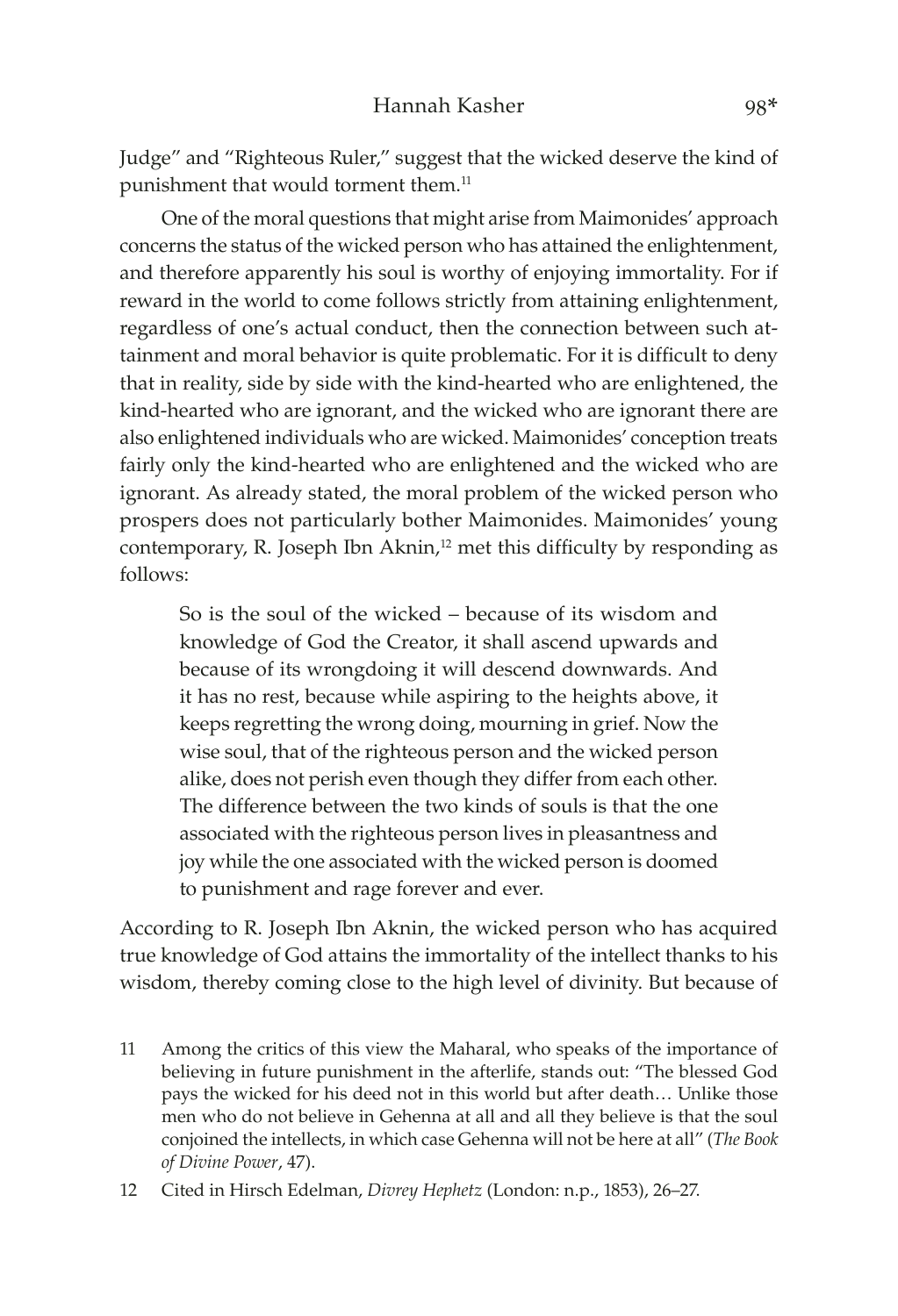Judge" and "Righteous Ruler," suggest that the wicked deserve the kind of punishment that would torment them.[11]

One of the moral questions that might arise from Maimonides' approach concerns the status of the wicked person who has attained the enlightenment, and therefore apparently his soul is worthy of enjoying immortality. For if reward in the world to come follows strictly from attaining enlightenment, regardless of one's actual conduct, then the connection between such attainment and moral behavior is quite problematic. For it is difficult to deny that in reality, side by side with the kind-hearted who are enlightened, the kind-hearted who are ignorant, and the wicked who are ignorant there are also enlightened individuals who are wicked. Maimonides' conception treats fairly only the kind-hearted who are enlightened and the wicked who are ignorant. As already stated, the moral problem of the wicked person who prospers does not particularly bother Maimonides. Maimonides' young contemporary, R. Joseph Ibn Aknin,[12] met this difficulty by responding as follows:

> So is the soul of the wicked – because of its wisdom and knowledge of God the Creator, it shall ascend upwards and because of its wrongdoing it will descend downwards. And it has no rest, because while aspiring to the heights above, it keeps regretting the wrong doing, mourning in grief. Now the wise soul, that of the righteous person and the wicked person alike, does not perish even though they differ from each other. The difference between the two kinds of souls is that the one associated with the righteous person lives in pleasantness and joy while the one associated with the wicked person is doomed to punishment and rage forever and ever.

According to R. Joseph Ibn Aknin, the wicked person who has acquired true knowledge of God attains the immortality of the intellect thanks to his wisdom, thereby coming close to the high level of divinity. But because of

11 Among the critics of this view the Maharal, who speaks of the importance of believing in future punishment in the afterlife, stands out: "The blessed God pays the wicked for his deed not in this world but after death… Unlike those men who do not believe in Gehenna at all and all they believe is that the soul conjoined the intellects, in which case Gehenna will not be here at all" (*The Book of Divine Power*, 47).

12 Cited in Hirsch Edelman, *Divrey Hephetz* (London: n.p., 1853), 26–27.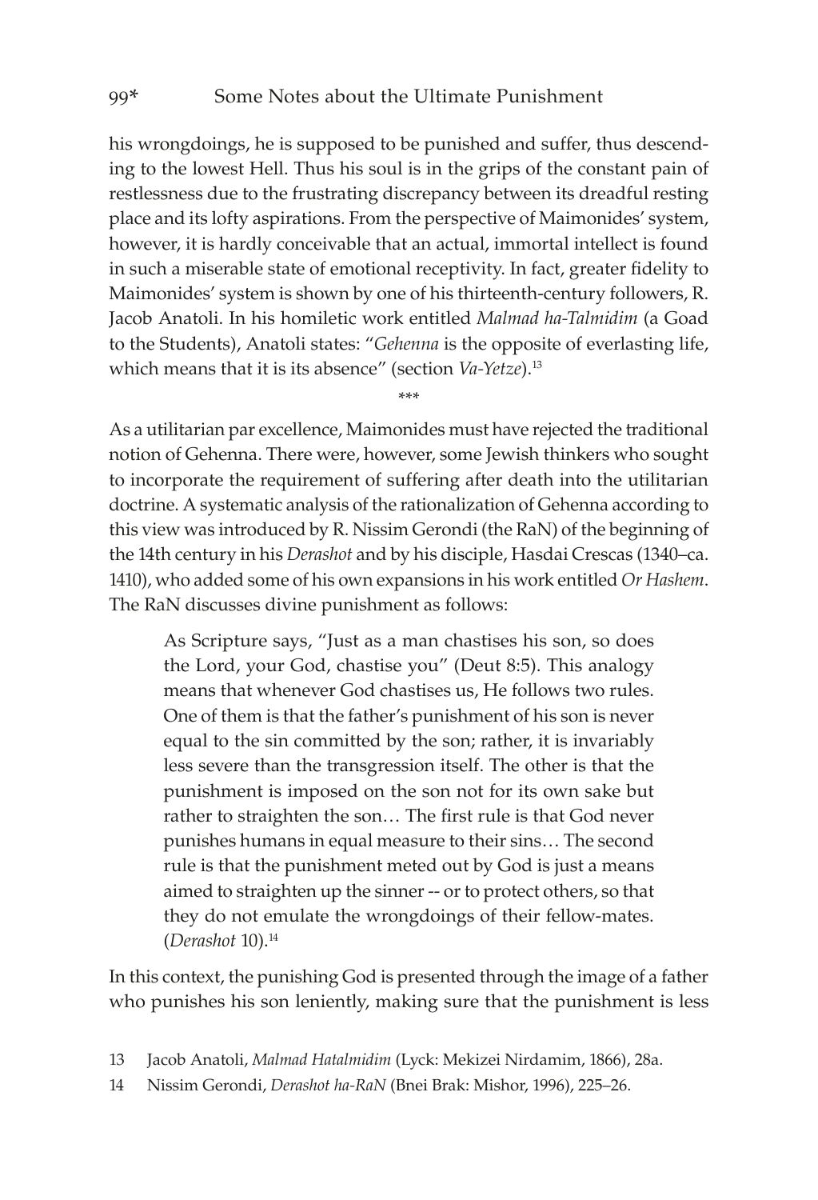his wrongdoings, he is supposed to be punished and suffer, thus descending to the lowest Hell. Thus his soul is in the grips of the constant pain of restlessness due to the frustrating discrepancy between its dreadful resting place and its lofty aspirations. From the perspective of Maimonides' system, however, it is hardly conceivable that an actual, immortal intellect is found in such a miserable state of emotional receptivity. In fact, greater fidelity to Maimonides' system is shown by one of his thirteenth-century followers, R. Jacob Anatoli. In his homiletic work entitled *Malmad ha-Talmidim* (a Goad to the Students), Anatoli states: "*Gehenna* is the opposite of everlasting life, which means that it is its absence" (section *Va-Yetze*).[13]

\*\*\*

As a utilitarian par excellence, Maimonides must have rejected the traditional notion of Gehenna. There were, however, some Jewish thinkers who sought to incorporate the requirement of suffering after death into the utilitarian doctrine. A systematic analysis of the rationalization of Gehenna according to this view was introduced by R. Nissim Gerondi (the RaN) of the beginning of the 14th century in his *Derashot* and by his disciple, Hasdai Crescas (1340–ca. 1410), who added some of his own expansions in his work entitled *Or Hashem*. The RaN discusses divine punishment as follows:

> As Scripture says, "Just as a man chastises his son, so does the Lord, your God, chastise you" (Deut 8:5). This analogy means that whenever God chastises us, He follows two rules. One of them is that the father's punishment of his son is never equal to the sin committed by the son; rather, it is invariably less severe than the transgression itself. The other is that the punishment is imposed on the son not for its own sake but rather to straighten the son… The first rule is that God never punishes humans in equal measure to their sins… The second rule is that the punishment meted out by God is just a means aimed to straighten up the sinner -- or to protect others, so that they do not emulate the wrongdoings of their fellow-mates. (*Derashot* 10).[14]

In this context, the punishing God is presented through the image of a father who punishes his son leniently, making sure that the punishment is less

13 Jacob Anatoli, *Malmad Hatalmidim* (Lyck: Mekizei Nirdamim, 1866), 28a.

14 Nissim Gerondi, *Derashot ha-RaN* (Bnei Brak: Mishor, 1996), 225–26.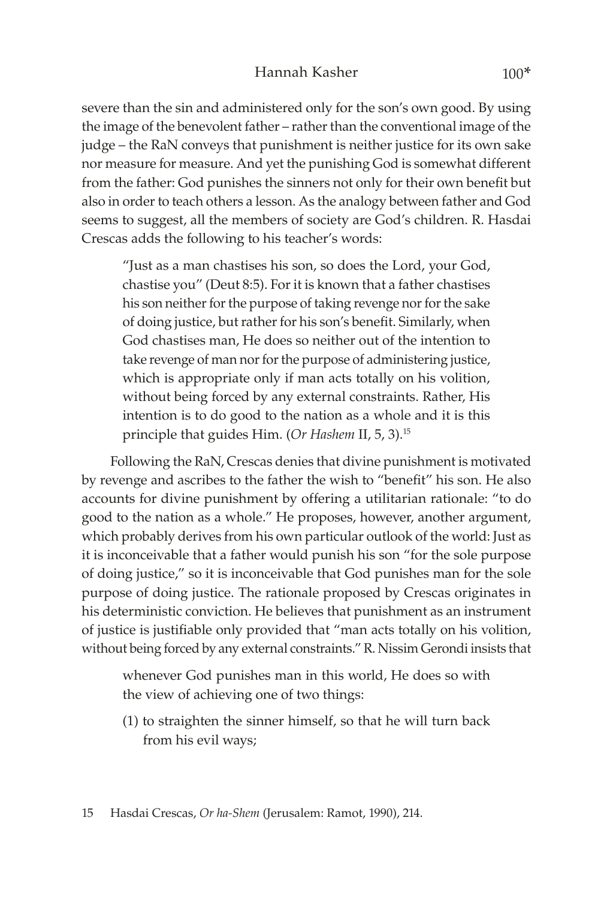severe than the sin and administered only for the son's own good. By using the image of the benevolent father – rather than the conventional image of the judge – the RaN conveys that punishment is neither justice for its own sake nor measure for measure. And yet the punishing God is somewhat different from the father: God punishes the sinners not only for their own benefit but also in order to teach others a lesson. As the analogy between father and God seems to suggest, all the members of society are God's children. R. Hasdai Crescas adds the following to his teacher's words:

> "Just as a man chastises his son, so does the Lord, your God, chastise you" (Deut 8:5). For it is known that a father chastises his son neither for the purpose of taking revenge nor for the sake of doing justice, but rather for his son's benefit. Similarly, when God chastises man, He does so neither out of the intention to take revenge of man nor for the purpose of administering justice, which is appropriate only if man acts totally on his volition, without being forced by any external constraints. Rather, His intention is to do good to the nation as a whole and it is this principle that guides Him. (*Or Hashem* II, 5, 3).[15]

Following the RaN, Crescas denies that divine punishment is motivated by revenge and ascribes to the father the wish to "benefit" his son. He also accounts for divine punishment by offering a utilitarian rationale: "to do good to the nation as a whole." He proposes, however, another argument, which probably derives from his own particular outlook of the world: Just as it is inconceivable that a father would punish his son "for the sole purpose of doing justice," so it is inconceivable that God punishes man for the sole purpose of doing justice. The rationale proposed by Crescas originates in his deterministic conviction. He believes that punishment as an instrument of justice is justifiable only provided that "man acts totally on his volition, without being forced by any external constraints." R. Nissim Gerondi insists that

> whenever God punishes man in this world, He does so with the view of achieving one of two things:
>
> (1) to straighten the sinner himself, so that he will turn back from his evil ways;

15 Hasdai Crescas, *Or ha-Shem* (Jerusalem: Ramot, 1990), 214.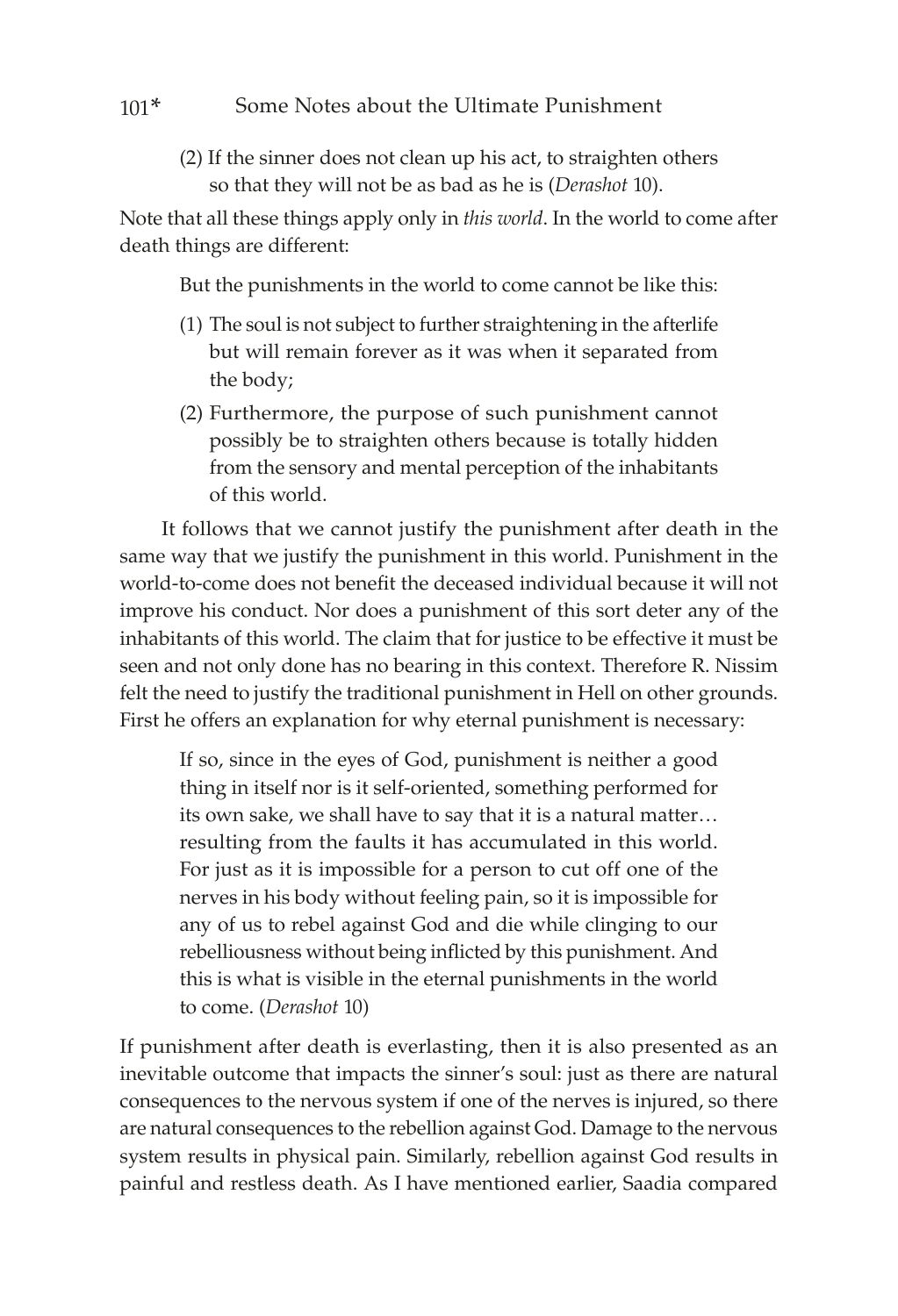(2) If the sinner does not clean up his act, to straighten others so that they will not be as bad as he is (*Derashot* 10).

Note that all these things apply only in *this world*. In the world to come after death things are different:

> But the punishments in the world to come cannot be like this:
>
> (1) The soul is not subject to further straightening in the afterlife but will remain forever as it was when it separated from the body;
>
> (2) Furthermore, the purpose of such punishment cannot possibly be to straighten others because is totally hidden from the sensory and mental perception of the inhabitants of this world.

It follows that we cannot justify the punishment after death in the same way that we justify the punishment in this world. Punishment in the world-to-come does not benefit the deceased individual because it will not improve his conduct. Nor does a punishment of this sort deter any of the inhabitants of this world. The claim that for justice to be effective it must be seen and not only done has no bearing in this context. Therefore R. Nissim felt the need to justify the traditional punishment in Hell on other grounds. First he offers an explanation for why eternal punishment is necessary:

> If so, since in the eyes of God, punishment is neither a good thing in itself nor is it self-oriented, something performed for its own sake, we shall have to say that it is a natural matter… resulting from the faults it has accumulated in this world. For just as it is impossible for a person to cut off one of the nerves in his body without feeling pain, so it is impossible for any of us to rebel against God and die while clinging to our rebelliousness without being inflicted by this punishment. And this is what is visible in the eternal punishments in the world to come. (*Derashot* 10)

If punishment after death is everlasting, then it is also presented as an inevitable outcome that impacts the sinner's soul: just as there are natural consequences to the nervous system if one of the nerves is injured, so there are natural consequences to the rebellion against God. Damage to the nervous system results in physical pain. Similarly, rebellion against God results in painful and restless death. As I have mentioned earlier, Saadia compared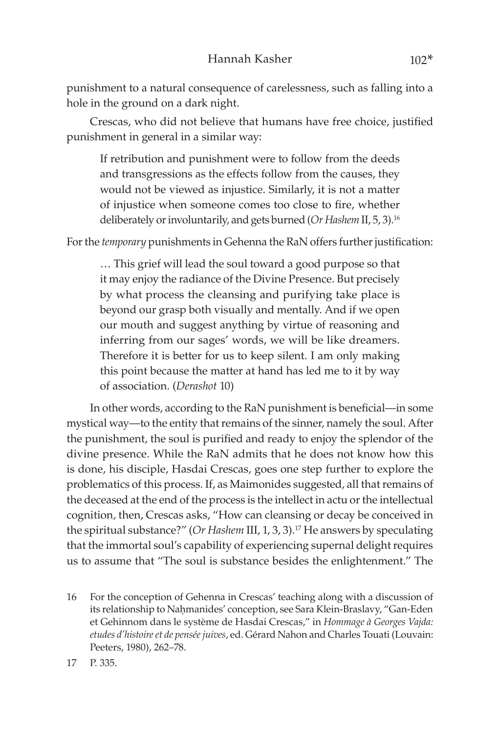punishment to a natural consequence of carelessness, such as falling into a hole in the ground on a dark night.

Crescas, who did not believe that humans have free choice, justified punishment in general in a similar way:

> If retribution and punishment were to follow from the deeds and transgressions as the effects follow from the causes, they would not be viewed as injustice. Similarly, it is not a matter of injustice when someone comes too close to fire, whether deliberately or involuntarily, and gets burned (*Or Hashem* II, 5, 3).[16]

For the *temporary* punishments in Gehenna the RaN offers further justification:

> … This grief will lead the soul toward a good purpose so that it may enjoy the radiance of the Divine Presence. But precisely by what process the cleansing and purifying take place is beyond our grasp both visually and mentally. And if we open our mouth and suggest anything by virtue of reasoning and inferring from our sages' words, we will be like dreamers. Therefore it is better for us to keep silent. I am only making this point because the matter at hand has led me to it by way of association. (*Derashot* 10)

In other words, according to the RaN punishment is beneficial—in some mystical way—to the entity that remains of the sinner, namely the soul. After the punishment, the soul is purified and ready to enjoy the splendor of the divine presence. While the RaN admits that he does not know how this is done, his disciple, Hasdai Crescas, goes one step further to explore the problematics of this process. If, as Maimonides suggested, all that remains of the deceased at the end of the process is the intellect in actu or the intellectual cognition, then, Crescas asks, "How can cleansing or decay be conceived in the spiritual substance?" (*Or Hashem* III, 1, 3, 3).[17] He answers by speculating that the immortal soul's capability of experiencing supernal delight requires us to assume that "The soul is substance besides the enlightenment." The

16 For the conception of Gehenna in Crescas' teaching along with a discussion of its relationship to Naḥmanides' conception, see Sara Klein-Braslavy, "Gan-Eden et Gehinnom dans le système de Hasdai Crescas," in *Hommage à Georges Vajda: etudes d'histoire et de pensée juives*, ed. Gérard Nahon and Charles Touati (Louvain: Peeters, 1980), 262–78.

17 P. 335.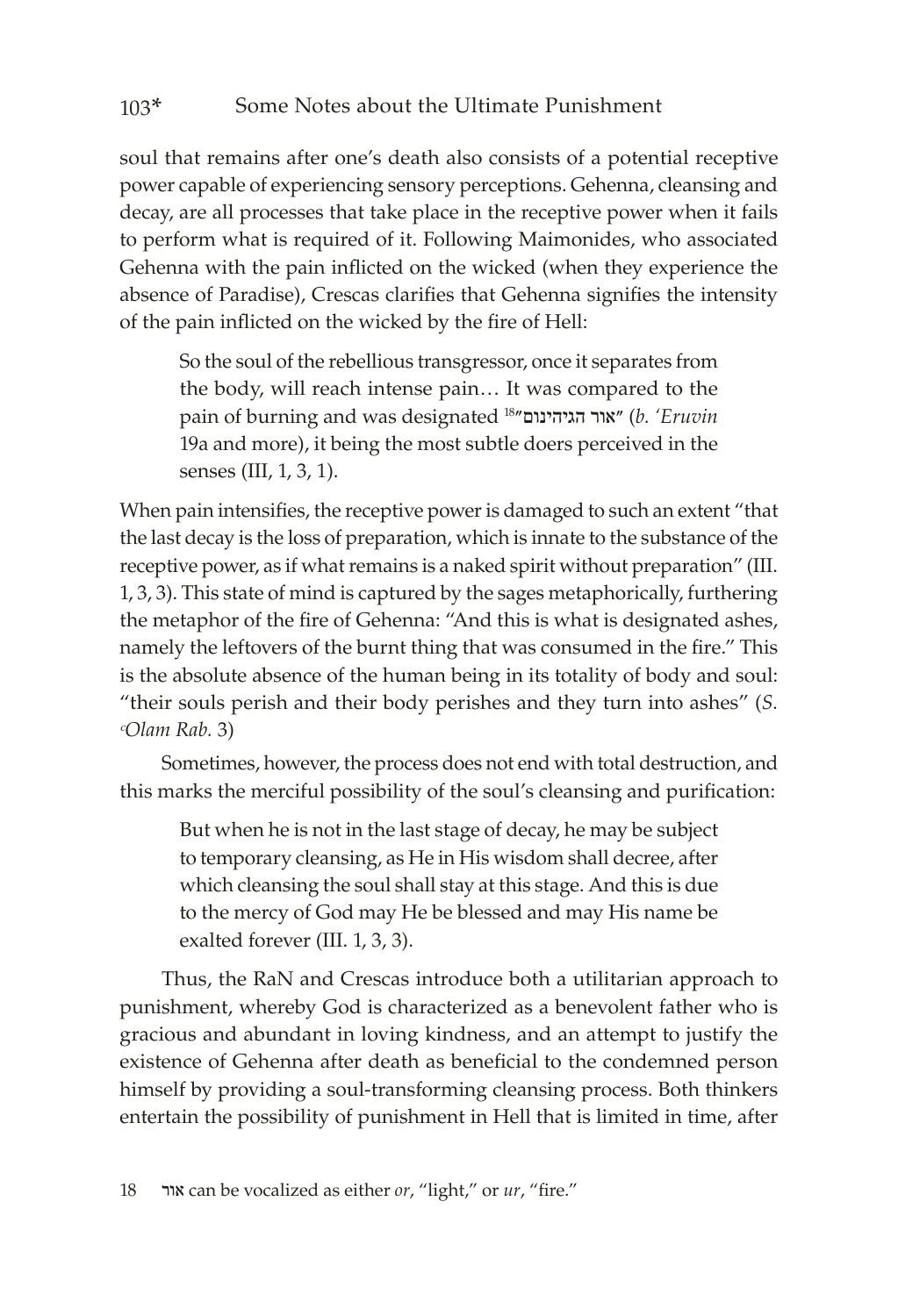soul that remains after one's death also consists of a potential receptive power capable of experiencing sensory perceptions. Gehenna, cleansing and decay, are all processes that take place in the receptive power when it fails to perform what is required of it. Following Maimonides, who associated Gehenna with the pain inflicted on the wicked (when they experience the absence of Paradise), Crescas clarifies that Gehenna signifies the intensity of the pain inflicted on the wicked by the fire of Hell:

> So the soul of the rebellious transgressor, once it separates from the body, will reach intense pain… It was compared to the pain of burning and was designated "אור הגיהינום"[18] (*b. 'Eruvin* 19a and more), it being the most subtle doers perceived in the senses (III, 1, 3, 1).

When pain intensifies, the receptive power is damaged to such an extent "that the last decay is the loss of preparation, which is innate to the substance of the receptive power, as if what remains is a naked spirit without preparation" (III. 1, 3, 3). This state of mind is captured by the sages metaphorically, furthering the metaphor of the fire of Gehenna: "And this is what is designated ashes, namely the leftovers of the burnt thing that was consumed in the fire." This is the absolute absence of the human being in its totality of body and soul: "their souls perish and their body perishes and they turn into ashes" (*S. ʿOlam Rab.* 3)

Sometimes, however, the process does not end with total destruction, and this marks the merciful possibility of the soul's cleansing and purification:

> But when he is not in the last stage of decay, he may be subject to temporary cleansing, as He in His wisdom shall decree, after which cleansing the soul shall stay at this stage. And this is due to the mercy of God may He be blessed and may His name be exalted forever (III. 1, 3, 3).

Thus, the RaN and Crescas introduce both a utilitarian approach to punishment, whereby God is characterized as a benevolent father who is gracious and abundant in loving kindness, and an attempt to justify the existence of Gehenna after death as beneficial to the condemned person himself by providing a soul-transforming cleansing process. Both thinkers entertain the possibility of punishment in Hell that is limited in time, after

18 אור can be vocalized as either *or*, "light," or *ur*, "fire."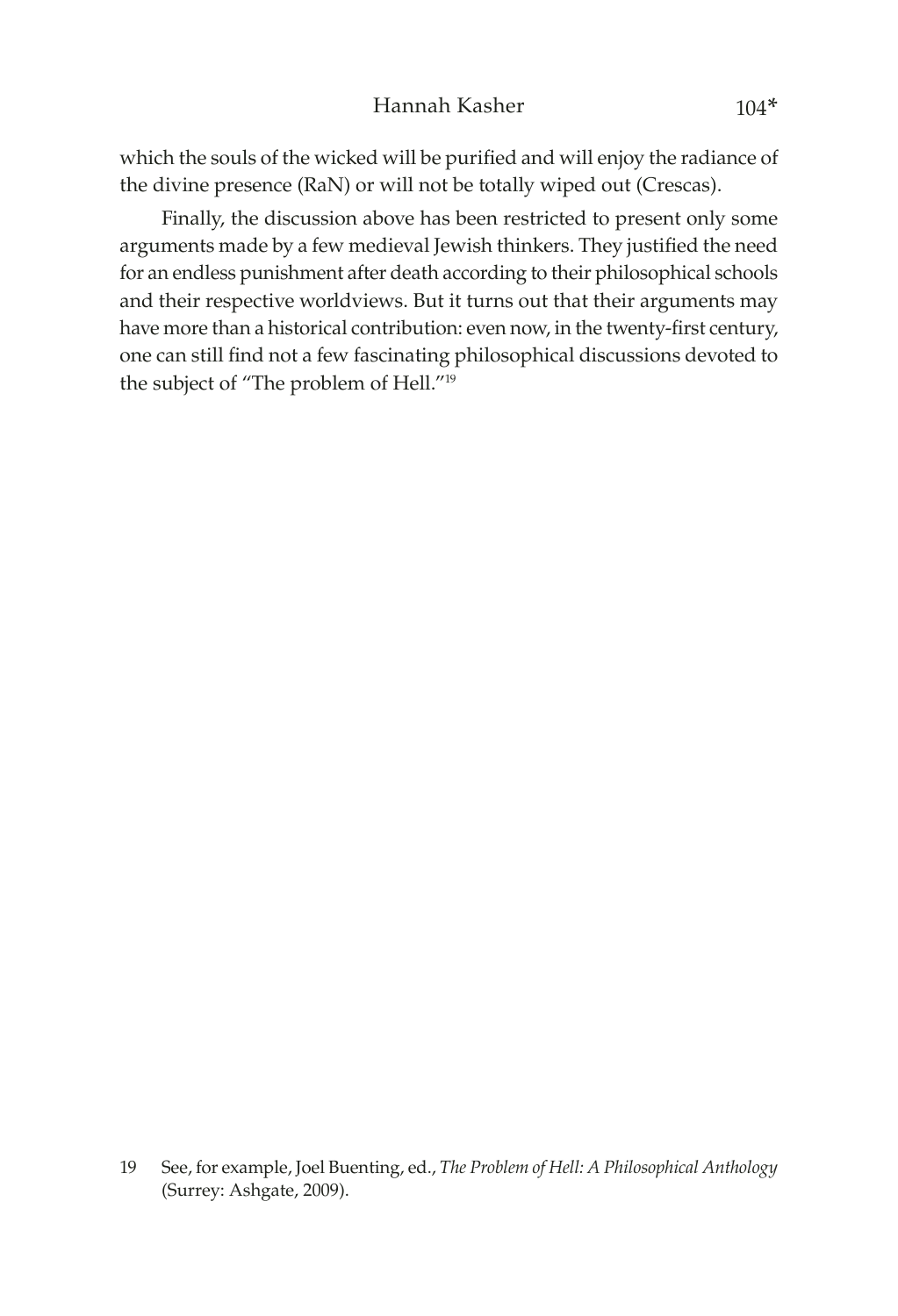which the souls of the wicked will be purified and will enjoy the radiance of the divine presence (RaN) or will not be totally wiped out (Crescas).

Finally, the discussion above has been restricted to present only some arguments made by a few medieval Jewish thinkers. They justified the need for an endless punishment after death according to their philosophical schools and their respective worldviews. But it turns out that their arguments may have more than a historical contribution: even now, in the twenty-first century, one can still find not a few fascinating philosophical discussions devoted to the subject of "The problem of Hell."[19]

19 See, for example, Joel Buenting, ed., *The Problem of Hell: A Philosophical Anthology* (Surrey: Ashgate, 2009).